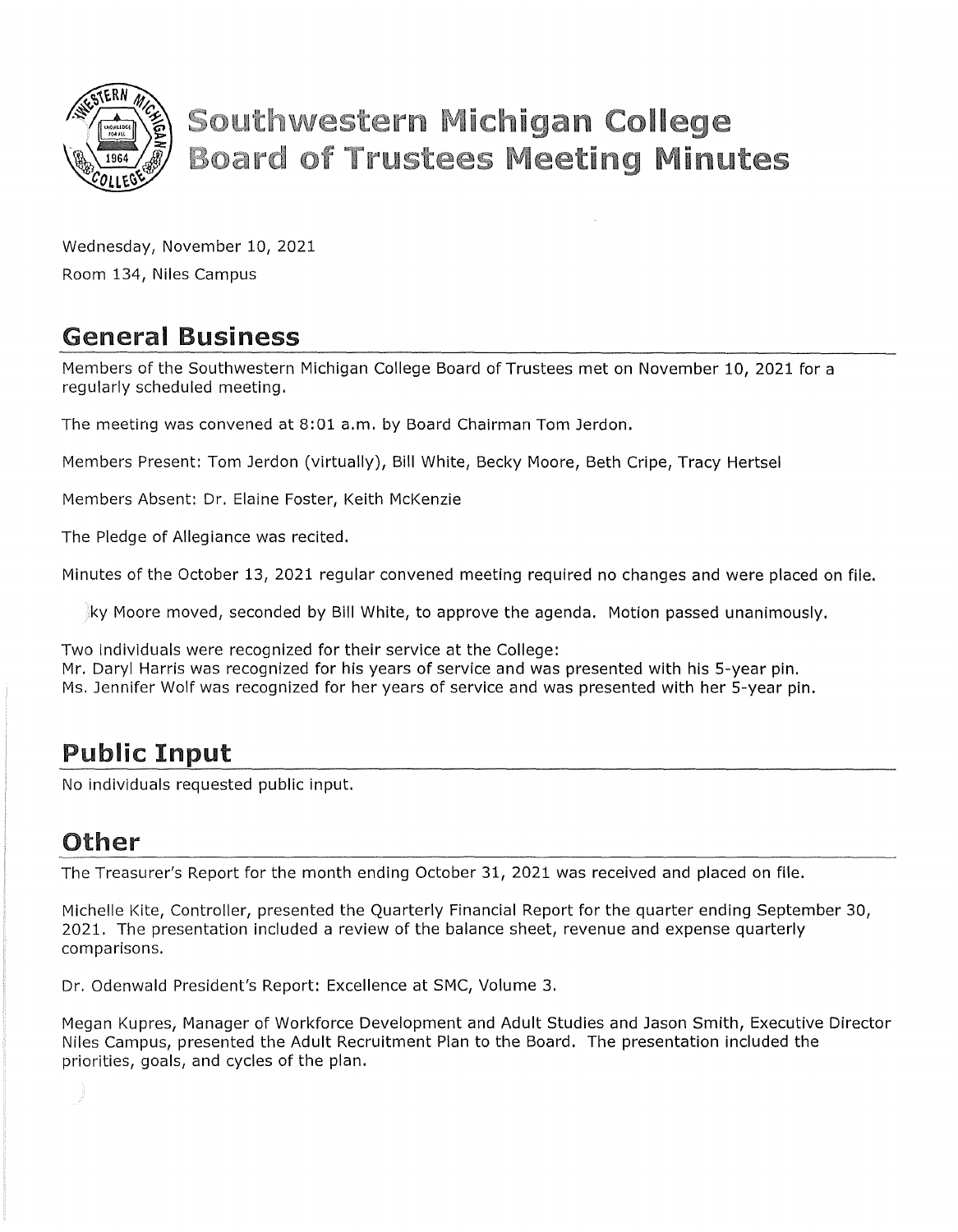# Southwestern Michigan College Board of Trustees Meeting Minutes

Wednesday, November 10, 2021

Room 134, Niles Campus

## General Business

Members of the Southwestern Michigan College Board of Trustees met on November 10, 2021 for a regularly scheduled meeting.

The meeting was convened at 8:01 a.m. by Board Chairman Tom Jerdon.

Members Present: Tom Jerdon (virtually), Bill White, Becky Moore, Beth Cripe, Tracy Hertsel

Members Absent: Dr. Elaine Foster, Keith McKenzie

The Pledge of Allegiance was recited.

Minutes of the October 13, 2021 regular convened meeting required no changes and were placed on file.

ky Moore moved, seconded by Bill White, to approve the agenda. Motion passed unanimously.

Two individuals were recognized for their service at the College:
Mr. Daryl Harris was recognized for his years of service and was presented with his 5-year pin.
Ms. Jennifer Wolf was recognized for her years of service and was presented with her 5-year pin.

## Public Input

No individuals requested public input.

## Other

The Treasurer's Report for the month ending October 31, 2021 was received and placed on file.

Michelle Kite, Controller, presented the Quarterly Financial Report for the quarter ending September 30, 2021. The presentation included a review of the balance sheet, revenue and expense quarterly comparisons.

Dr. Odenwald President's Report: Excellence at SMC, Volume 3.

Megan Kupres, Manager of Workforce Development and Adult Studies and Jason Smith, Executive Director Niles Campus, presented the Adult Recruitment Plan to the Board. The presentation included the priorities, goals, and cycles of the plan.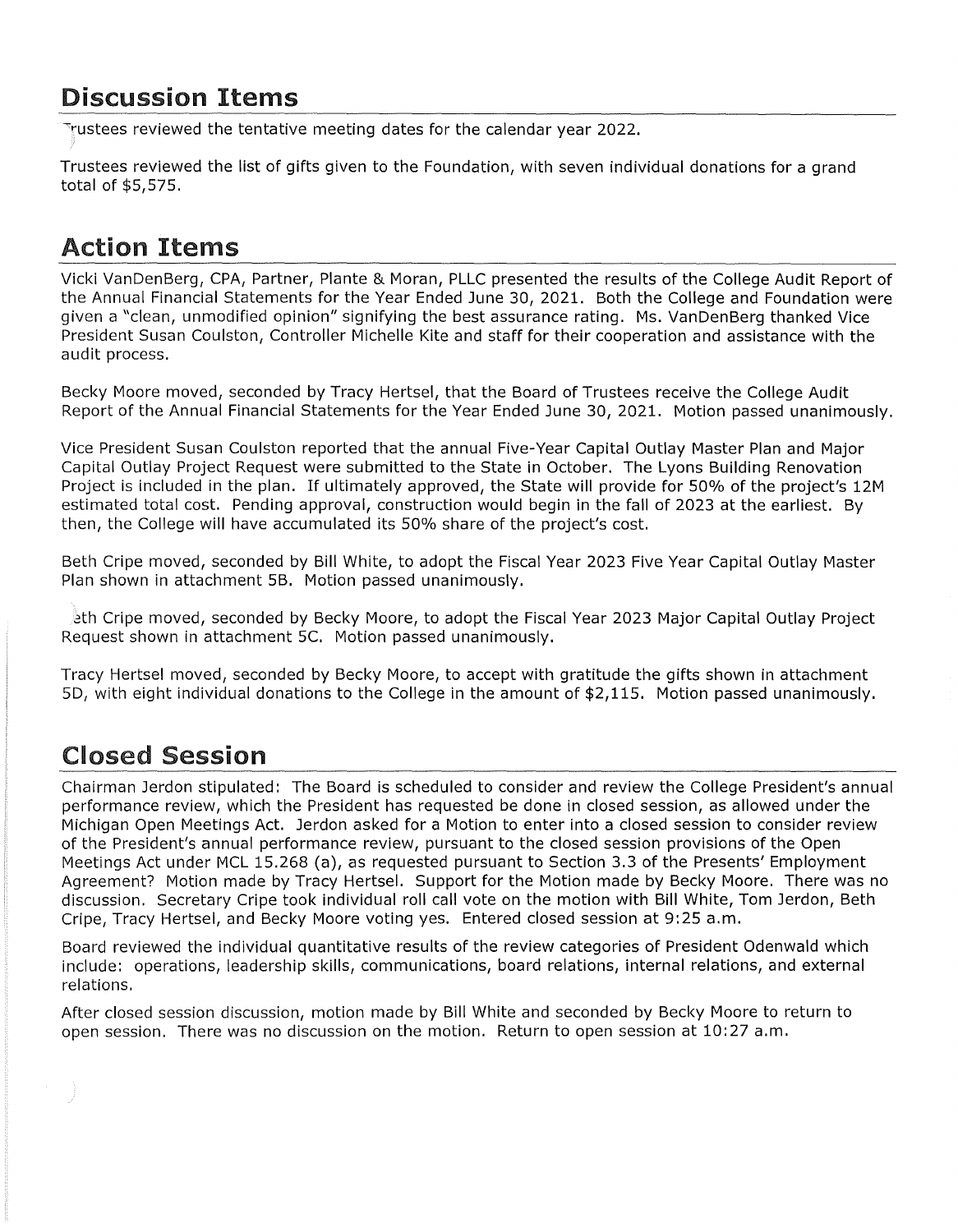## Discussion Items

Trustees reviewed the tentative meeting dates for the calendar year 2022.

Trustees reviewed the list of gifts given to the Foundation, with seven individual donations for a grand total of $5,575.

## Action Items

Vicki VanDenBerg, CPA, Partner, Plante & Moran, PLLC presented the results of the College Audit Report of the Annual Financial Statements for the Year Ended June 30, 2021. Both the College and Foundation were given a "clean, unmodified opinion" signifying the best assurance rating. Ms. VanDenBerg thanked Vice President Susan Coulston, Controller Michelle Kite and staff for their cooperation and assistance with the audit process.

Becky Moore moved, seconded by Tracy Hertsel, that the Board of Trustees receive the College Audit Report of the Annual Financial Statements for the Year Ended June 30, 2021. Motion passed unanimously.

Vice President Susan Coulston reported that the annual Five-Year Capital Outlay Master Plan and Major Capital Outlay Project Request were submitted to the State in October. The Lyons Building Renovation Project is included in the plan. If ultimately approved, the State will provide for 50% of the project's 12M estimated total cost. Pending approval, construction would begin in the fall of 2023 at the earliest. By then, the College will have accumulated its 50% share of the project's cost.

Beth Cripe moved, seconded by Bill White, to adopt the Fiscal Year 2023 Five Year Capital Outlay Master Plan shown in attachment 5B. Motion passed unanimously.

Beth Cripe moved, seconded by Becky Moore, to adopt the Fiscal Year 2023 Major Capital Outlay Project Request shown in attachment 5C. Motion passed unanimously.

Tracy Hertsel moved, seconded by Becky Moore, to accept with gratitude the gifts shown in attachment 5D, with eight individual donations to the College in the amount of $2,115. Motion passed unanimously.

## Closed Session

Chairman Jerdon stipulated: The Board is scheduled to consider and review the College President's annual performance review, which the President has requested be done in closed session, as allowed under the Michigan Open Meetings Act. Jerdon asked for a Motion to enter into a closed session to consider review of the President's annual performance review, pursuant to the closed session provisions of the Open Meetings Act under MCL 15.268 (a), as requested pursuant to Section 3.3 of the Presents' Employment Agreement? Motion made by Tracy Hertsel. Support for the Motion made by Becky Moore. There was no discussion. Secretary Cripe took individual roll call vote on the motion with Bill White, Tom Jerdon, Beth Cripe, Tracy Hertsel, and Becky Moore voting yes. Entered closed session at 9:25 a.m.

Board reviewed the individual quantitative results of the review categories of President Odenwald which include: operations, leadership skills, communications, board relations, internal relations, and external relations.

After closed session discussion, motion made by Bill White and seconded by Becky Moore to return to open session. There was no discussion on the motion. Return to open session at 10:27 a.m.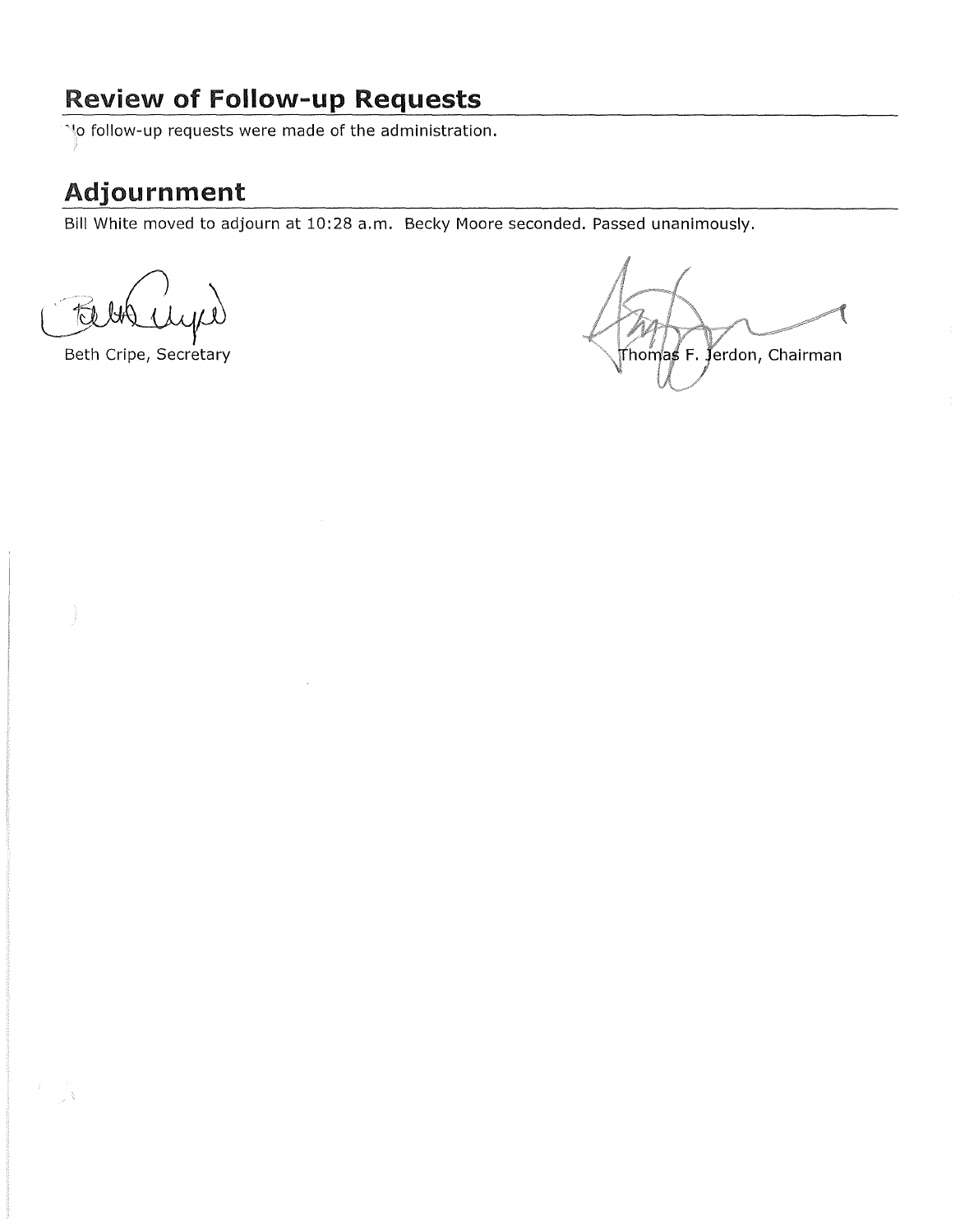## Review of Follow-up Requests

No follow-up requests were made of the administration.

## Adjournment

Bill White moved to adjourn at 10:28 a.m. Becky Moore seconded. Passed unanimously.

Beth Cripe, Secretary

Thomas F. Jerdon, Chairman